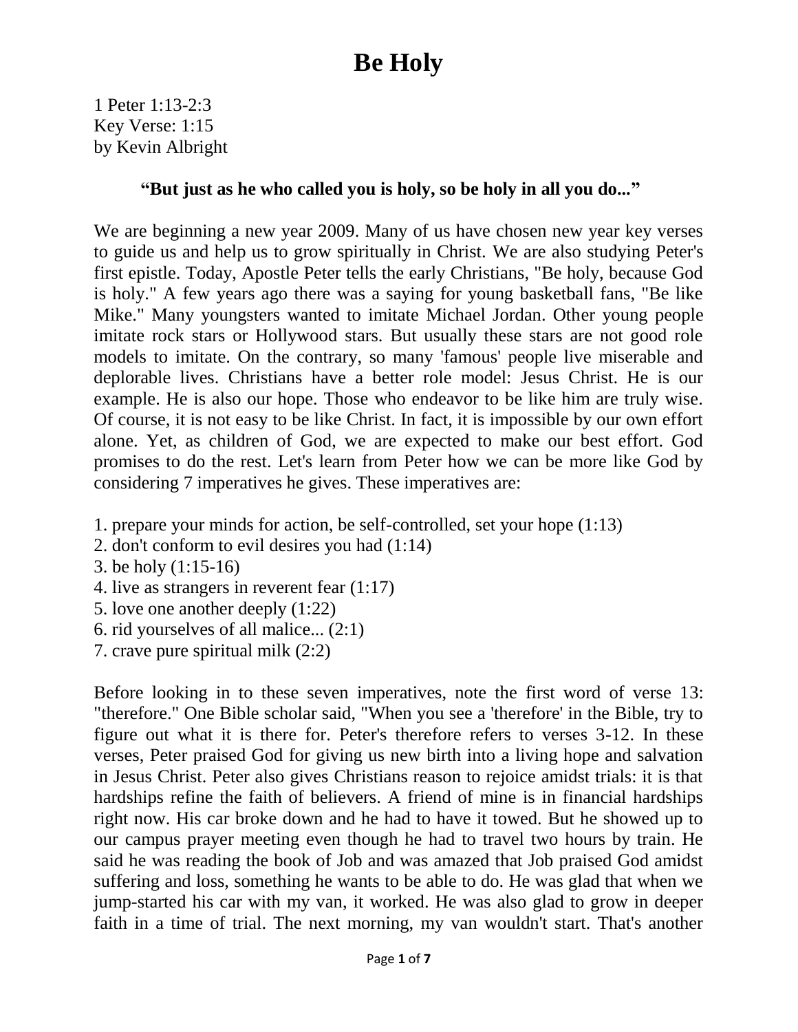# Be Holy

1 Peter 1:13-2:3
Key Verse: 1:15
by Kevin Albright

**"But just as he who called you is holy, so be holy in all you do..."**

We are beginning a new year 2009. Many of us have chosen new year key verses to guide us and help us to grow spiritually in Christ. We are also studying Peter's first epistle. Today, Apostle Peter tells the early Christians, "Be holy, because God is holy." A few years ago there was a saying for young basketball fans, "Be like Mike." Many youngsters wanted to imitate Michael Jordan. Other young people imitate rock stars or Hollywood stars. But usually these stars are not good role models to imitate. On the contrary, so many 'famous' people live miserable and deplorable lives. Christians have a better role model: Jesus Christ. He is our example. He is also our hope. Those who endeavor to be like him are truly wise. Of course, it is not easy to be like Christ. In fact, it is impossible by our own effort alone. Yet, as children of God, we are expected to make our best effort. God promises to do the rest. Let's learn from Peter how we can be more like God by considering 7 imperatives he gives. These imperatives are:

1. prepare your minds for action, be self-controlled, set your hope (1:13)
2. don't conform to evil desires you had (1:14)
3. be holy (1:15-16)
4. live as strangers in reverent fear (1:17)
5. love one another deeply (1:22)
6. rid yourselves of all malice... (2:1)
7. crave pure spiritual milk (2:2)

Before looking in to these seven imperatives, note the first word of verse 13: "therefore." One Bible scholar said, "When you see a 'therefore' in the Bible, try to figure out what it is there for. Peter's therefore refers to verses 3-12. In these verses, Peter praised God for giving us new birth into a living hope and salvation in Jesus Christ. Peter also gives Christians reason to rejoice amidst trials: it is that hardships refine the faith of believers. A friend of mine is in financial hardships right now. His car broke down and he had to have it towed. But he showed up to our campus prayer meeting even though he had to travel two hours by train. He said he was reading the book of Job and was amazed that Job praised God amidst suffering and loss, something he wants to be able to do. He was glad that when we jump-started his car with my van, it worked. He was also glad to grow in deeper faith in a time of trial. The next morning, my van wouldn't start. That's another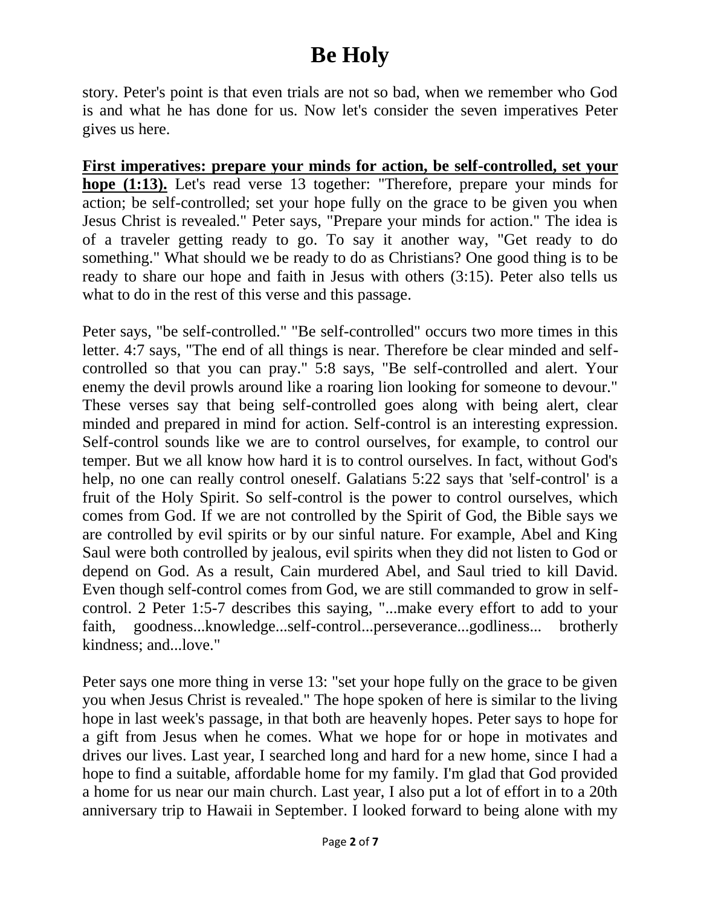story. Peter's point is that even trials are not so bad, when we remember who God is and what he has done for us. Now let's consider the seven imperatives Peter gives us here.

**First imperatives: prepare your minds for action, be self-controlled, set your hope (1:13).** Let's read verse 13 together: "Therefore, prepare your minds for action; be self-controlled; set your hope fully on the grace to be given you when Jesus Christ is revealed." Peter says, "Prepare your minds for action." The idea is of a traveler getting ready to go. To say it another way, "Get ready to do something." What should we be ready to do as Christians? One good thing is to be ready to share our hope and faith in Jesus with others (3:15). Peter also tells us what to do in the rest of this verse and this passage.

Peter says, "be self-controlled." "Be self-controlled" occurs two more times in this letter. 4:7 says, "The end of all things is near. Therefore be clear minded and self-controlled so that you can pray." 5:8 says, "Be self-controlled and alert. Your enemy the devil prowls around like a roaring lion looking for someone to devour." These verses say that being self-controlled goes along with being alert, clear minded and prepared in mind for action. Self-control is an interesting expression. Self-control sounds like we are to control ourselves, for example, to control our temper. But we all know how hard it is to control ourselves. In fact, without God's help, no one can really control oneself. Galatians 5:22 says that 'self-control' is a fruit of the Holy Spirit. So self-control is the power to control ourselves, which comes from God. If we are not controlled by the Spirit of God, the Bible says we are controlled by evil spirits or by our sinful nature. For example, Abel and King Saul were both controlled by jealous, evil spirits when they did not listen to God or depend on God. As a result, Cain murdered Abel, and Saul tried to kill David. Even though self-control comes from God, we are still commanded to grow in self-control. 2 Peter 1:5-7 describes this saying, "...make every effort to add to your faith, goodness...knowledge...self-control...perseverance...godliness... brotherly kindness; and...love."

Peter says one more thing in verse 13: "set your hope fully on the grace to be given you when Jesus Christ is revealed." The hope spoken of here is similar to the living hope in last week's passage, in that both are heavenly hopes. Peter says to hope for a gift from Jesus when he comes. What we hope for or hope in motivates and drives our lives. Last year, I searched long and hard for a new home, since I had a hope to find a suitable, affordable home for my family. I'm glad that God provided a home for us near our main church. Last year, I also put a lot of effort in to a 20th anniversary trip to Hawaii in September. I looked forward to being alone with my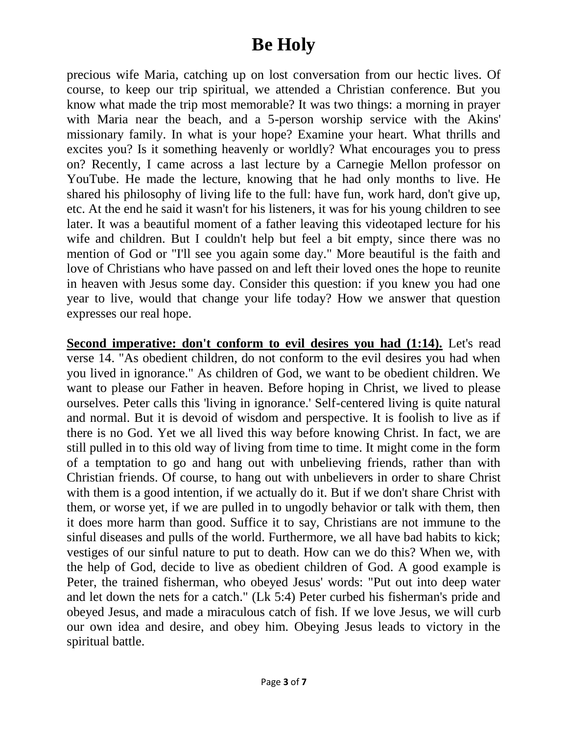precious wife Maria, catching up on lost conversation from our hectic lives. Of course, to keep our trip spiritual, we attended a Christian conference. But you know what made the trip most memorable? It was two things: a morning in prayer with Maria near the beach, and a 5-person worship service with the Akins' missionary family. In what is your hope? Examine your heart. What thrills and excites you? Is it something heavenly or worldly? What encourages you to press on? Recently, I came across a last lecture by a Carnegie Mellon professor on YouTube. He made the lecture, knowing that he had only months to live. He shared his philosophy of living life to the full: have fun, work hard, don't give up, etc. At the end he said it wasn't for his listeners, it was for his young children to see later. It was a beautiful moment of a father leaving this videotaped lecture for his wife and children. But I couldn't help but feel a bit empty, since there was no mention of God or "I'll see you again some day." More beautiful is the faith and love of Christians who have passed on and left their loved ones the hope to reunite in heaven with Jesus some day. Consider this question: if you knew you had one year to live, would that change your life today? How we answer that question expresses our real hope.

**Second imperative: don't conform to evil desires you had (1:14).** Let's read verse 14. "As obedient children, do not conform to the evil desires you had when you lived in ignorance." As children of God, we want to be obedient children. We want to please our Father in heaven. Before hoping in Christ, we lived to please ourselves. Peter calls this 'living in ignorance.' Self-centered living is quite natural and normal. But it is devoid of wisdom and perspective. It is foolish to live as if there is no God. Yet we all lived this way before knowing Christ. In fact, we are still pulled in to this old way of living from time to time. It might come in the form of a temptation to go and hang out with unbelieving friends, rather than with Christian friends. Of course, to hang out with unbelievers in order to share Christ with them is a good intention, if we actually do it. But if we don't share Christ with them, or worse yet, if we are pulled in to ungodly behavior or talk with them, then it does more harm than good. Suffice it to say, Christians are not immune to the sinful diseases and pulls of the world. Furthermore, we all have bad habits to kick; vestiges of our sinful nature to put to death. How can we do this? When we, with the help of God, decide to live as obedient children of God. A good example is Peter, the trained fisherman, who obeyed Jesus' words: "Put out into deep water and let down the nets for a catch." (Lk 5:4) Peter curbed his fisherman's pride and obeyed Jesus, and made a miraculous catch of fish. If we love Jesus, we will curb our own idea and desire, and obey him. Obeying Jesus leads to victory in the spiritual battle.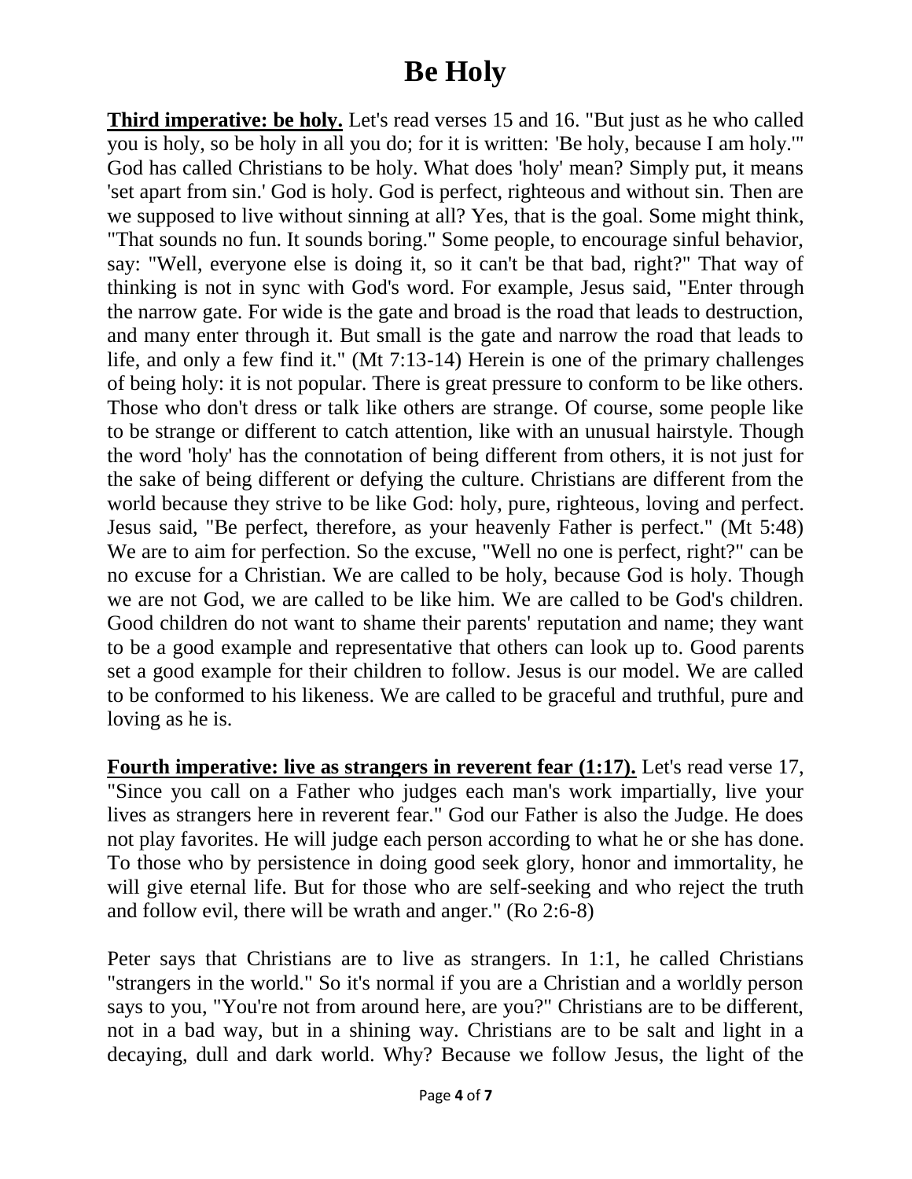# Be Holy

**Third imperative: be holy.** Let's read verses 15 and 16. "But just as he who called you is holy, so be holy in all you do; for it is written: 'Be holy, because I am holy.'" God has called Christians to be holy. What does 'holy' mean? Simply put, it means 'set apart from sin.' God is holy. God is perfect, righteous and without sin. Then are we supposed to live without sinning at all? Yes, that is the goal. Some might think, "That sounds no fun. It sounds boring." Some people, to encourage sinful behavior, say: "Well, everyone else is doing it, so it can't be that bad, right?" That way of thinking is not in sync with God's word. For example, Jesus said, "Enter through the narrow gate. For wide is the gate and broad is the road that leads to destruction, and many enter through it. But small is the gate and narrow the road that leads to life, and only a few find it." (Mt 7:13-14) Herein is one of the primary challenges of being holy: it is not popular. There is great pressure to conform to be like others. Those who don't dress or talk like others are strange. Of course, some people like to be strange or different to catch attention, like with an unusual hairstyle. Though the word 'holy' has the connotation of being different from others, it is not just for the sake of being different or defying the culture. Christians are different from the world because they strive to be like God: holy, pure, righteous, loving and perfect. Jesus said, "Be perfect, therefore, as your heavenly Father is perfect." (Mt 5:48) We are to aim for perfection. So the excuse, "Well no one is perfect, right?" can be no excuse for a Christian. We are called to be holy, because God is holy. Though we are not God, we are called to be like him. We are called to be God's children. Good children do not want to shame their parents' reputation and name; they want to be a good example and representative that others can look up to. Good parents set a good example for their children to follow. Jesus is our model. We are called to be conformed to his likeness. We are called to be graceful and truthful, pure and loving as he is.

**Fourth imperative: live as strangers in reverent fear (1:17).** Let's read verse 17, "Since you call on a Father who judges each man's work impartially, live your lives as strangers here in reverent fear." God our Father is also the Judge. He does not play favorites. He will judge each person according to what he or she has done. To those who by persistence in doing good seek glory, honor and immortality, he will give eternal life. But for those who are self-seeking and who reject the truth and follow evil, there will be wrath and anger." (Ro 2:6-8)

Peter says that Christians are to live as strangers. In 1:1, he called Christians "strangers in the world." So it's normal if you are a Christian and a worldly person says to you, "You're not from around here, are you?" Christians are to be different, not in a bad way, but in a shining way. Christians are to be salt and light in a decaying, dull and dark world. Why? Because we follow Jesus, the light of the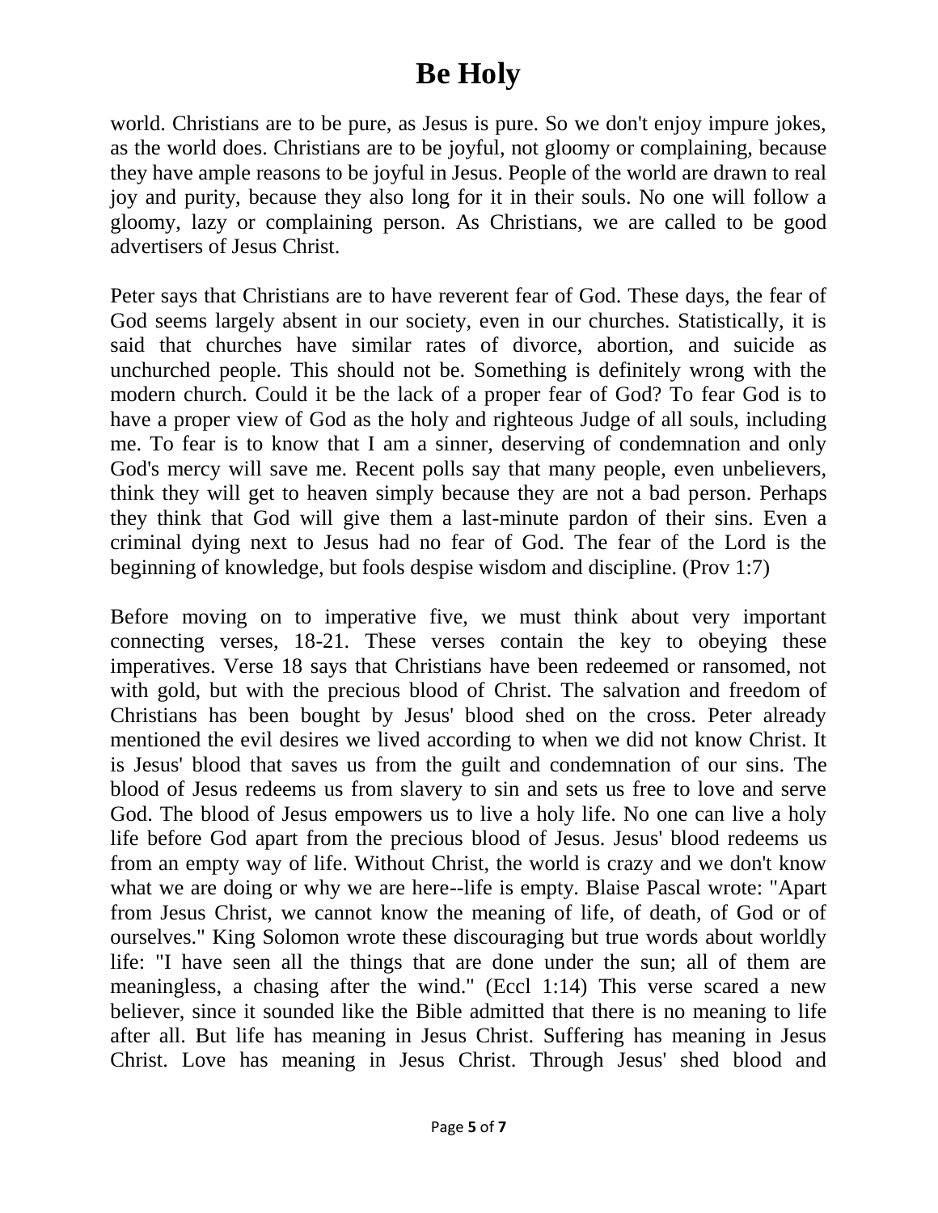world. Christians are to be pure, as Jesus is pure. So we don't enjoy impure jokes, as the world does. Christians are to be joyful, not gloomy or complaining, because they have ample reasons to be joyful in Jesus. People of the world are drawn to real joy and purity, because they also long for it in their souls. No one will follow a gloomy, lazy or complaining person. As Christians, we are called to be good advertisers of Jesus Christ.

Peter says that Christians are to have reverent fear of God. These days, the fear of God seems largely absent in our society, even in our churches. Statistically, it is said that churches have similar rates of divorce, abortion, and suicide as unchurched people. This should not be. Something is definitely wrong with the modern church. Could it be the lack of a proper fear of God? To fear God is to have a proper view of God as the holy and righteous Judge of all souls, including me. To fear is to know that I am a sinner, deserving of condemnation and only God's mercy will save me. Recent polls say that many people, even unbelievers, think they will get to heaven simply because they are not a bad person. Perhaps they think that God will give them a last-minute pardon of their sins. Even a criminal dying next to Jesus had no fear of God. The fear of the Lord is the beginning of knowledge, but fools despise wisdom and discipline. (Prov 1:7)

Before moving on to imperative five, we must think about very important connecting verses, 18-21. These verses contain the key to obeying these imperatives. Verse 18 says that Christians have been redeemed or ransomed, not with gold, but with the precious blood of Christ. The salvation and freedom of Christians has been bought by Jesus' blood shed on the cross. Peter already mentioned the evil desires we lived according to when we did not know Christ. It is Jesus' blood that saves us from the guilt and condemnation of our sins. The blood of Jesus redeems us from slavery to sin and sets us free to love and serve God. The blood of Jesus empowers us to live a holy life. No one can live a holy life before God apart from the precious blood of Jesus. Jesus' blood redeems us from an empty way of life. Without Christ, the world is crazy and we don't know what we are doing or why we are here--life is empty. Blaise Pascal wrote: "Apart from Jesus Christ, we cannot know the meaning of life, of death, of God or of ourselves." King Solomon wrote these discouraging but true words about worldly life: "I have seen all the things that are done under the sun; all of them are meaningless, a chasing after the wind." (Eccl 1:14) This verse scared a new believer, since it sounded like the Bible admitted that there is no meaning to life after all. But life has meaning in Jesus Christ. Suffering has meaning in Jesus Christ. Love has meaning in Jesus Christ. Through Jesus' shed blood and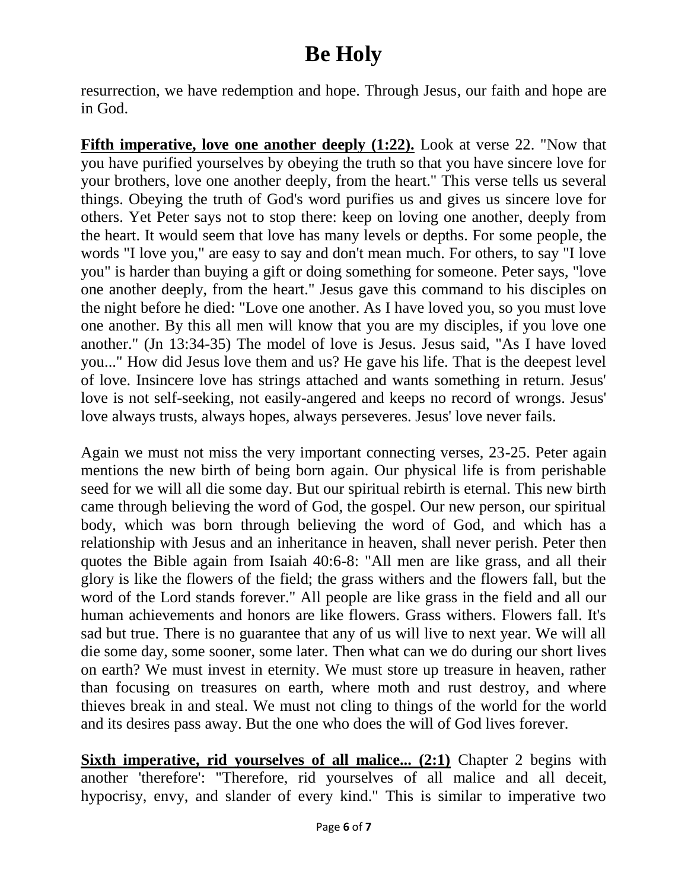resurrection, we have redemption and hope. Through Jesus, our faith and hope are in God.

**Fifth imperative, love one another deeply (1:22).** Look at verse 22. "Now that you have purified yourselves by obeying the truth so that you have sincere love for your brothers, love one another deeply, from the heart." This verse tells us several things. Obeying the truth of God's word purifies us and gives us sincere love for others. Yet Peter says not to stop there: keep on loving one another, deeply from the heart. It would seem that love has many levels or depths. For some people, the words "I love you," are easy to say and don't mean much. For others, to say "I love you" is harder than buying a gift or doing something for someone. Peter says, "love one another deeply, from the heart." Jesus gave this command to his disciples on the night before he died: "Love one another. As I have loved you, so you must love one another. By this all men will know that you are my disciples, if you love one another." (Jn 13:34-35) The model of love is Jesus. Jesus said, "As I have loved you..." How did Jesus love them and us? He gave his life. That is the deepest level of love. Insincere love has strings attached and wants something in return. Jesus' love is not self-seeking, not easily-angered and keeps no record of wrongs. Jesus' love always trusts, always hopes, always perseveres. Jesus' love never fails.

Again we must not miss the very important connecting verses, 23-25. Peter again mentions the new birth of being born again. Our physical life is from perishable seed for we will all die some day. But our spiritual rebirth is eternal. This new birth came through believing the word of God, the gospel. Our new person, our spiritual body, which was born through believing the word of God, and which has a relationship with Jesus and an inheritance in heaven, shall never perish. Peter then quotes the Bible again from Isaiah 40:6-8: "All men are like grass, and all their glory is like the flowers of the field; the grass withers and the flowers fall, but the word of the Lord stands forever." All people are like grass in the field and all our human achievements and honors are like flowers. Grass withers. Flowers fall. It's sad but true. There is no guarantee that any of us will live to next year. We will all die some day, some sooner, some later. Then what can we do during our short lives on earth? We must invest in eternity. We must store up treasure in heaven, rather than focusing on treasures on earth, where moth and rust destroy, and where thieves break in and steal. We must not cling to things of the world for the world and its desires pass away. But the one who does the will of God lives forever.

**Sixth imperative, rid yourselves of all malice... (2:1)** Chapter 2 begins with another 'therefore': "Therefore, rid yourselves of all malice and all deceit, hypocrisy, envy, and slander of every kind." This is similar to imperative two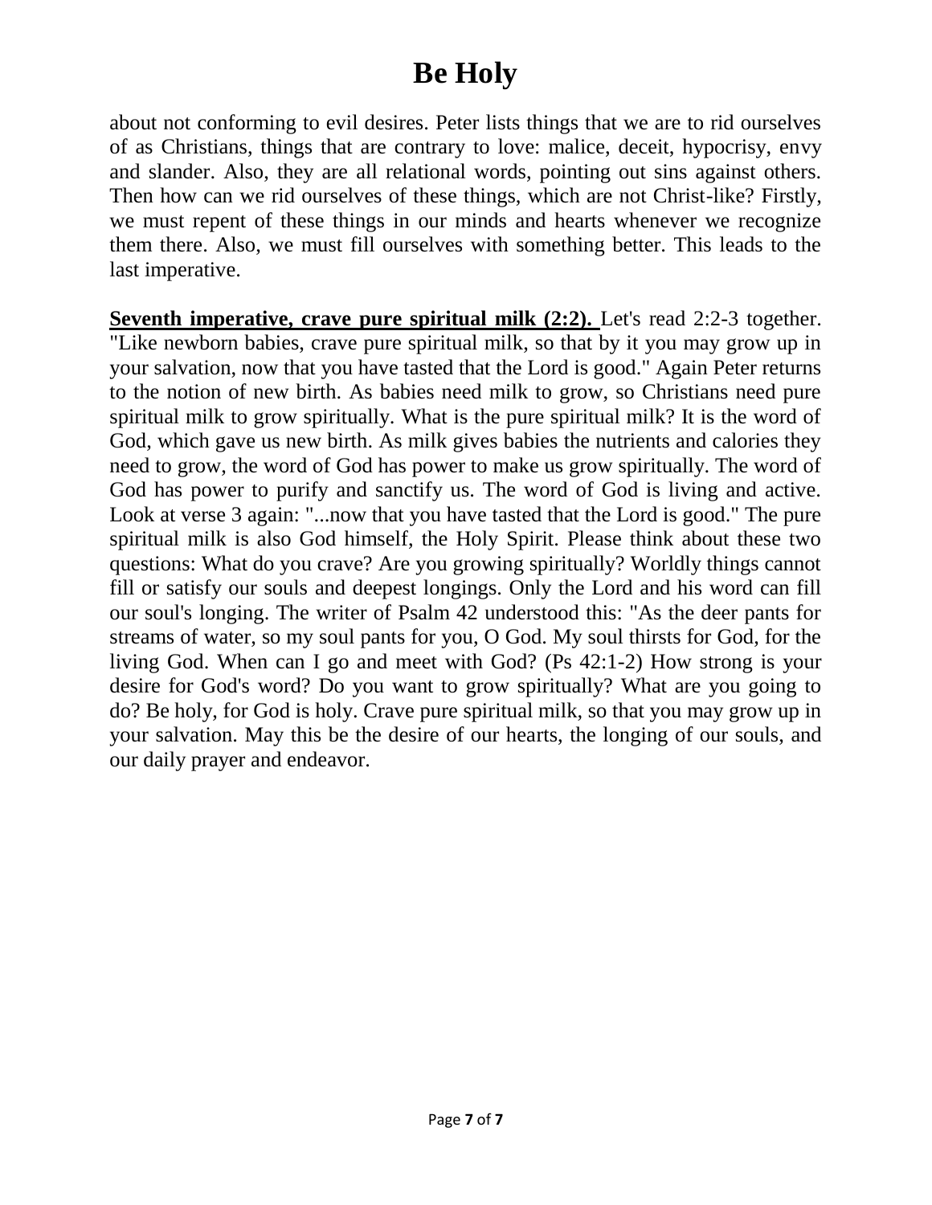about not conforming to evil desires. Peter lists things that we are to rid ourselves of as Christians, things that are contrary to love: malice, deceit, hypocrisy, envy and slander. Also, they are all relational words, pointing out sins against others. Then how can we rid ourselves of these things, which are not Christ-like? Firstly, we must repent of these things in our minds and hearts whenever we recognize them there. Also, we must fill ourselves with something better. This leads to the last imperative.

**Seventh imperative, crave pure spiritual milk (2:2).** Let's read 2:2-3 together. "Like newborn babies, crave pure spiritual milk, so that by it you may grow up in your salvation, now that you have tasted that the Lord is good." Again Peter returns to the notion of new birth. As babies need milk to grow, so Christians need pure spiritual milk to grow spiritually. What is the pure spiritual milk? It is the word of God, which gave us new birth. As milk gives babies the nutrients and calories they need to grow, the word of God has power to make us grow spiritually. The word of God has power to purify and sanctify us. The word of God is living and active. Look at verse 3 again: "...now that you have tasted that the Lord is good." The pure spiritual milk is also God himself, the Holy Spirit. Please think about these two questions: What do you crave? Are you growing spiritually? Worldly things cannot fill or satisfy our souls and deepest longings. Only the Lord and his word can fill our soul's longing. The writer of Psalm 42 understood this: "As the deer pants for streams of water, so my soul pants for you, O God. My soul thirsts for God, for the living God. When can I go and meet with God? (Ps 42:1-2) How strong is your desire for God's word? Do you want to grow spiritually? What are you going to do? Be holy, for God is holy. Crave pure spiritual milk, so that you may grow up in your salvation. May this be the desire of our hearts, the longing of our souls, and our daily prayer and endeavor.